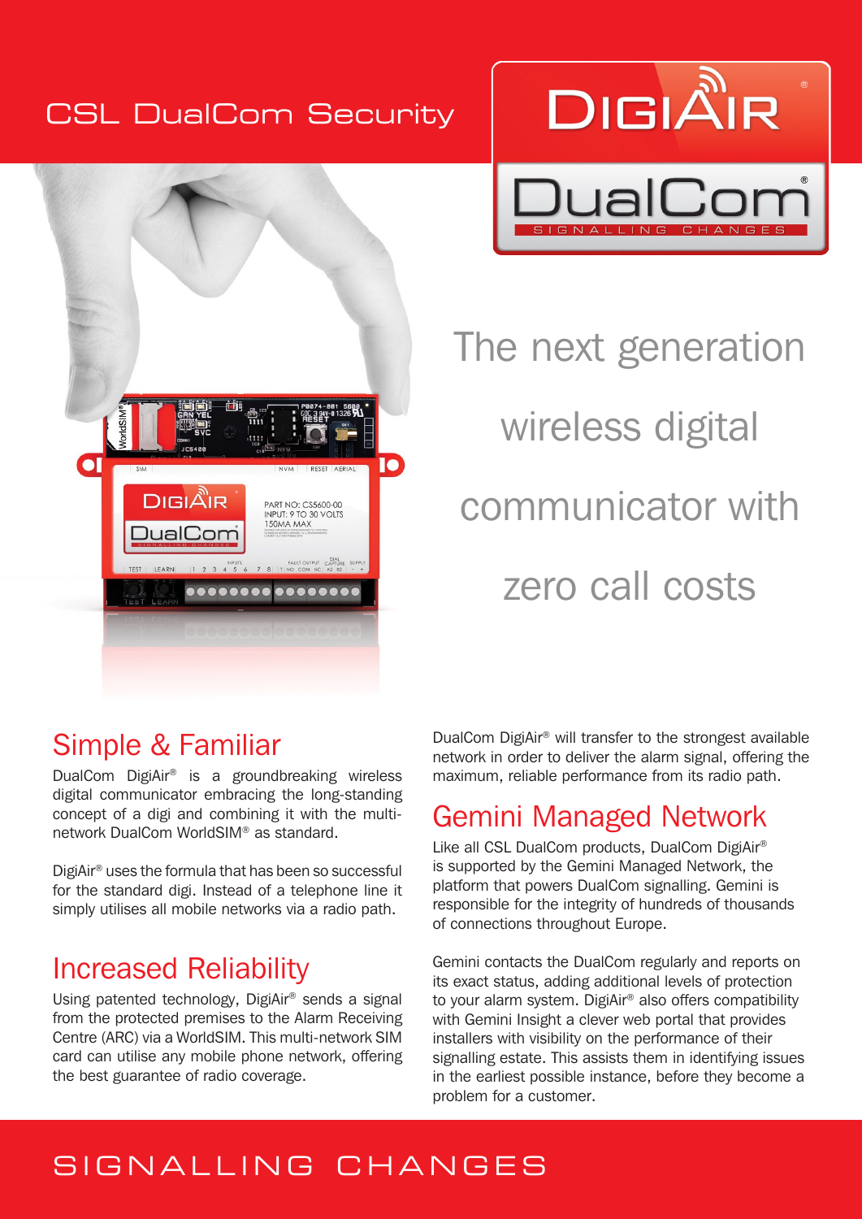CSL DualCom Security

DIGIAIR®

DualCom®

SIGNALLING CHANGES

# The next generation wireless digital communicator with zero call costs

## Simple & Familiar

DualCom DigiAir® is a groundbreaking wireless digital communicator embracing the long-standing concept of a digi and combining it with the multi-network DualCom WorldSIM® as standard.

DigiAir® uses the formula that has been so successful for the standard digi. Instead of a telephone line it simply utilises all mobile networks via a radio path.

## Increased Reliability

Using patented technology, DigiAir® sends a signal from the protected premises to the Alarm Receiving Centre (ARC) via a WorldSIM. This multi-network SIM card can utilise any mobile phone network, offering the best guarantee of radio coverage.

DualCom DigiAir® will transfer to the strongest available network in order to deliver the alarm signal, offering the maximum, reliable performance from its radio path.

## Gemini Managed Network

Like all CSL DualCom products, DualCom DigiAir® is supported by the Gemini Managed Network, the platform that powers DualCom signalling. Gemini is responsible for the integrity of hundreds of thousands of connections throughout Europe.

Gemini contacts the DualCom regularly and reports on its exact status, adding additional levels of protection to your alarm system. DigiAir® also offers compatibility with Gemini Insight a clever web portal that provides installers with visibility on the performance of their signalling estate. This assists them in identifying issues in the earliest possible instance, before they become a problem for a customer.

SIGNALLING CHANGES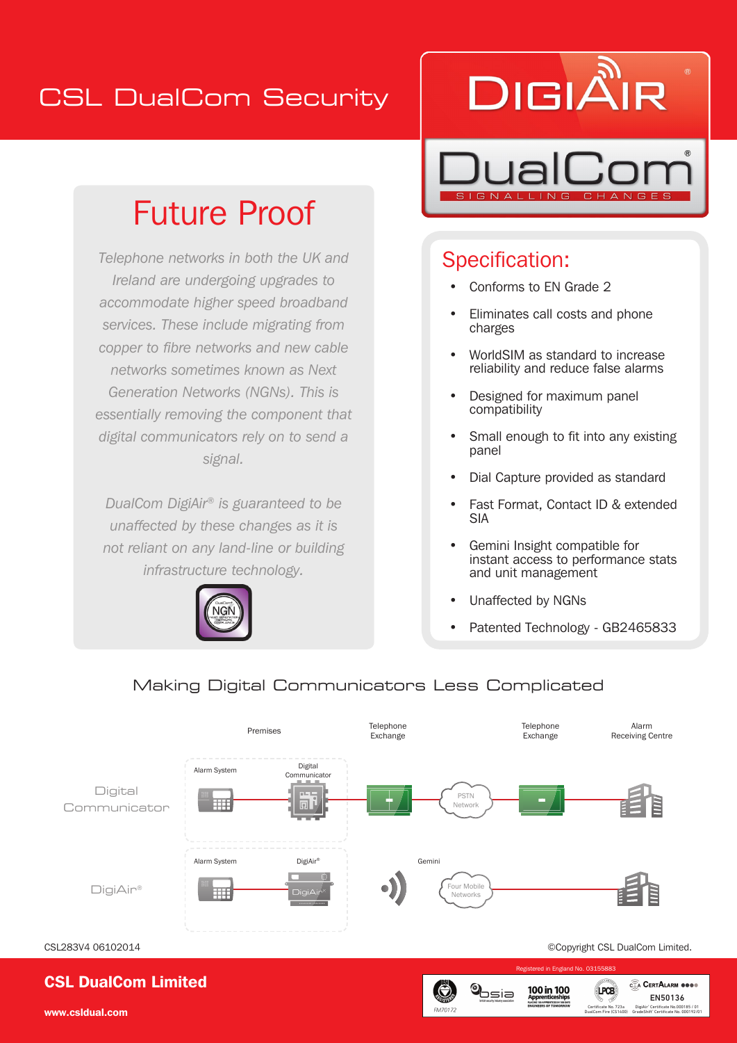CSL DualCom Security

DIGIAIR®

DualCom®

SIGNALLING CHANGES

# Future Proof

*Telephone networks in both the UK and Ireland are undergoing upgrades to accommodate higher speed broadband services. These include migrating from copper to fibre networks and new cable networks sometimes known as Next Generation Networks (NGNs). This is essentially removing the component that digital communicators rely on to send a signal.*

*DualCom DigiAir® is guaranteed to be unaffected by these changes as it is not reliant on any land-line or building infrastructure technology.*

NGN

## Specification:

- Conforms to EN Grade 2
- Eliminates call costs and phone charges
- WorldSIM as standard to increase reliability and reduce false alarms
- Designed for maximum panel compatibility
- Small enough to fit into any existing panel
- Dial Capture provided as standard
- Fast Format, Contact ID & extended SIA
- Gemini Insight compatible for instant access to performance stats and unit management
- Unaffected by NGNs
- Patented Technology - GB2465833

## Making Digital Communicators Less Complicated

Premises

Telephone Exchange

Telephone Exchange

Alarm Receiving Centre

Digital Communicator

Alarm System

Digital Communicator

PSTN Network

DigiAir®

Alarm System

DigiAir®

Gemini

Four Mobile Networks

CSL283V4 06102014

©Copyright CSL DualCom Limited.

**CSL DualCom Limited**

**www.csldual.com**

Registered in England No. 03155883

FM70172

bsia

100 in 100 Apprenticeships

LPCB Certificate No. 723a DualCom Fire (CS1400)

CertAlarm EN50136 DigiAir® Certificate No.000185 / 01 GradeShift® Certificate No. 000192/01